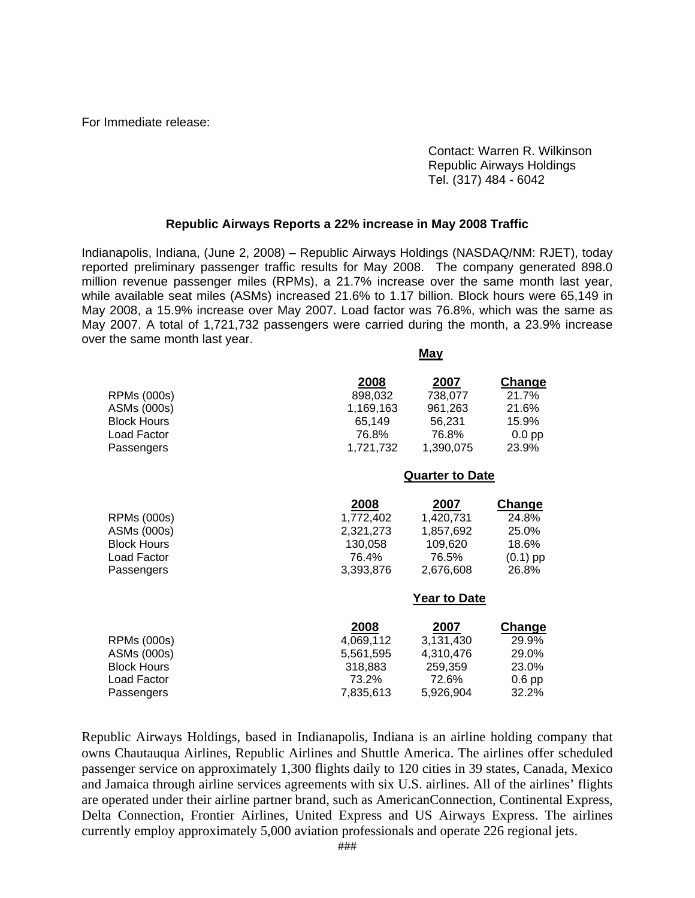For Immediate release:

Contact: Warren R. Wilkinson
Republic Airways Holdings
Tel. (317) 484 - 6042

**Republic Airways Reports a 22% increase in May 2008 Traffic**

Indianapolis, Indiana, (June 2, 2008) – Republic Airways Holdings (NASDAQ/NM: RJET), today reported preliminary passenger traffic results for May 2008. The company generated 898.0 million revenue passenger miles (RPMs), a 21.7% increase over the same month last year, while available seat miles (ASMs) increased 21.6% to 1.17 billion. Block hours were 65,149 in May 2008, a 15.9% increase over May 2007. Load factor was 76.8%, which was the same as May 2007. A total of 1,721,732 passengers were carried during the month, a 23.9% increase over the same month last year.

**May**

| | 2008 | 2007 | Change |
|---|---|---|---|
| RPMs (000s) | 898,032 | 738,077 | 21.7% |
| ASMs (000s) | 1,169,163 | 961,263 | 21.6% |
| Block Hours | 65,149 | 56,231 | 15.9% |
| Load Factor | 76.8% | 76.8% | 0.0 pp |
| Passengers | 1,721,732 | 1,390,075 | 23.9% |

**Quarter to Date**

| | 2008 | 2007 | Change |
|---|---|---|---|
| RPMs (000s) | 1,772,402 | 1,420,731 | 24.8% |
| ASMs (000s) | 2,321,273 | 1,857,692 | 25.0% |
| Block Hours | 130,058 | 109,620 | 18.6% |
| Load Factor | 76.4% | 76.5% | (0.1) pp |
| Passengers | 3,393,876 | 2,676,608 | 26.8% |

**Year to Date**

| | 2008 | 2007 | Change |
|---|---|---|---|
| RPMs (000s) | 4,069,112 | 3,131,430 | 29.9% |
| ASMs (000s) | 5,561,595 | 4,310,476 | 29.0% |
| Block Hours | 318,883 | 259,359 | 23.0% |
| Load Factor | 73.2% | 72.6% | 0.6 pp |
| Passengers | 7,835,613 | 5,926,904 | 32.2% |

Republic Airways Holdings, based in Indianapolis, Indiana is an airline holding company that owns Chautauqua Airlines, Republic Airlines and Shuttle America. The airlines offer scheduled passenger service on approximately 1,300 flights daily to 120 cities in 39 states, Canada, Mexico and Jamaica through airline services agreements with six U.S. airlines. All of the airlines' flights are operated under their airline partner brand, such as AmericanConnection, Continental Express, Delta Connection, Frontier Airlines, United Express and US Airways Express. The airlines currently employ approximately 5,000 aviation professionals and operate 226 regional jets.

###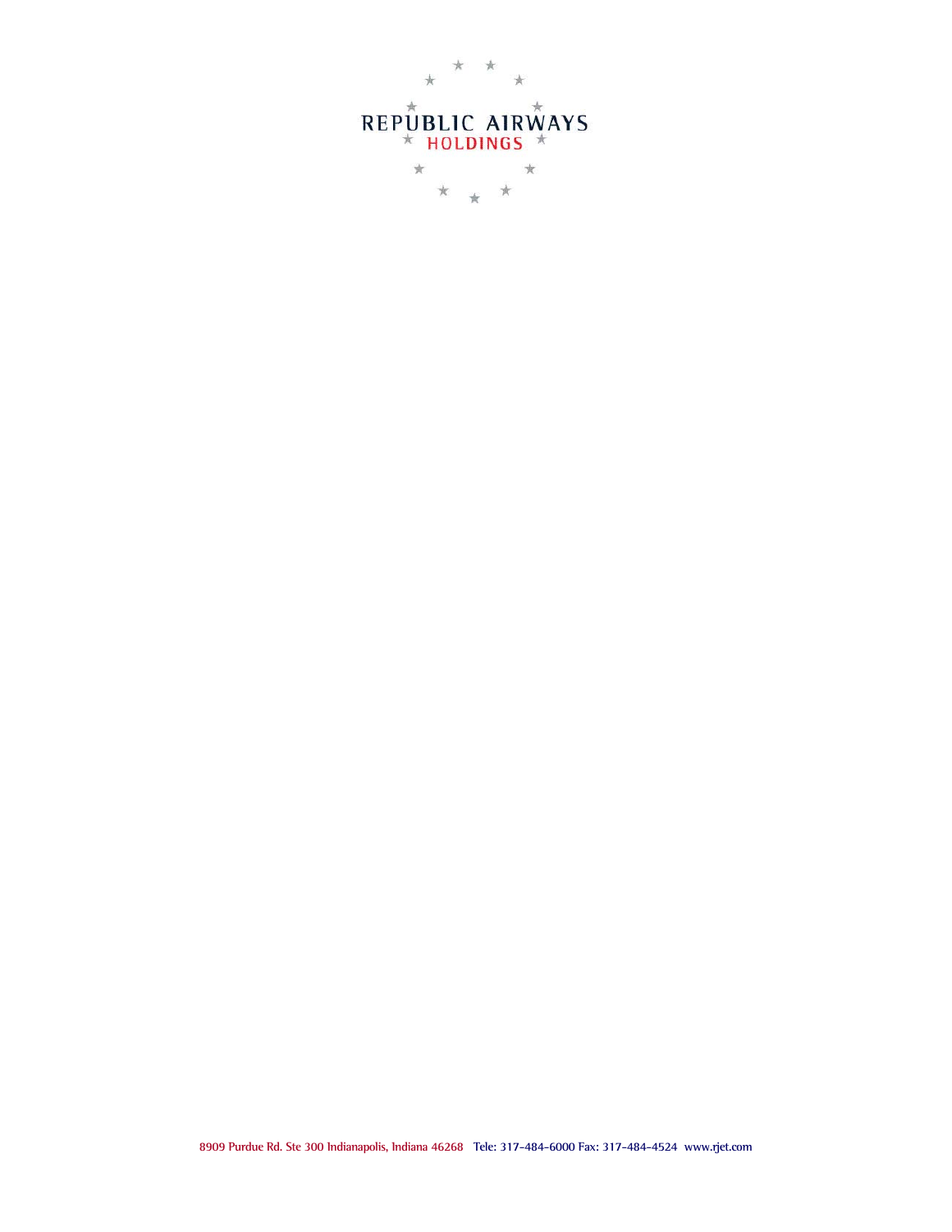REPUBLIC AIRWAYS
HOLDINGS

8909 Purdue Rd. Ste 300 Indianapolis, Indiana 46268 Tele: 317-484-6000 Fax: 317-484-4524 www.rjet.com